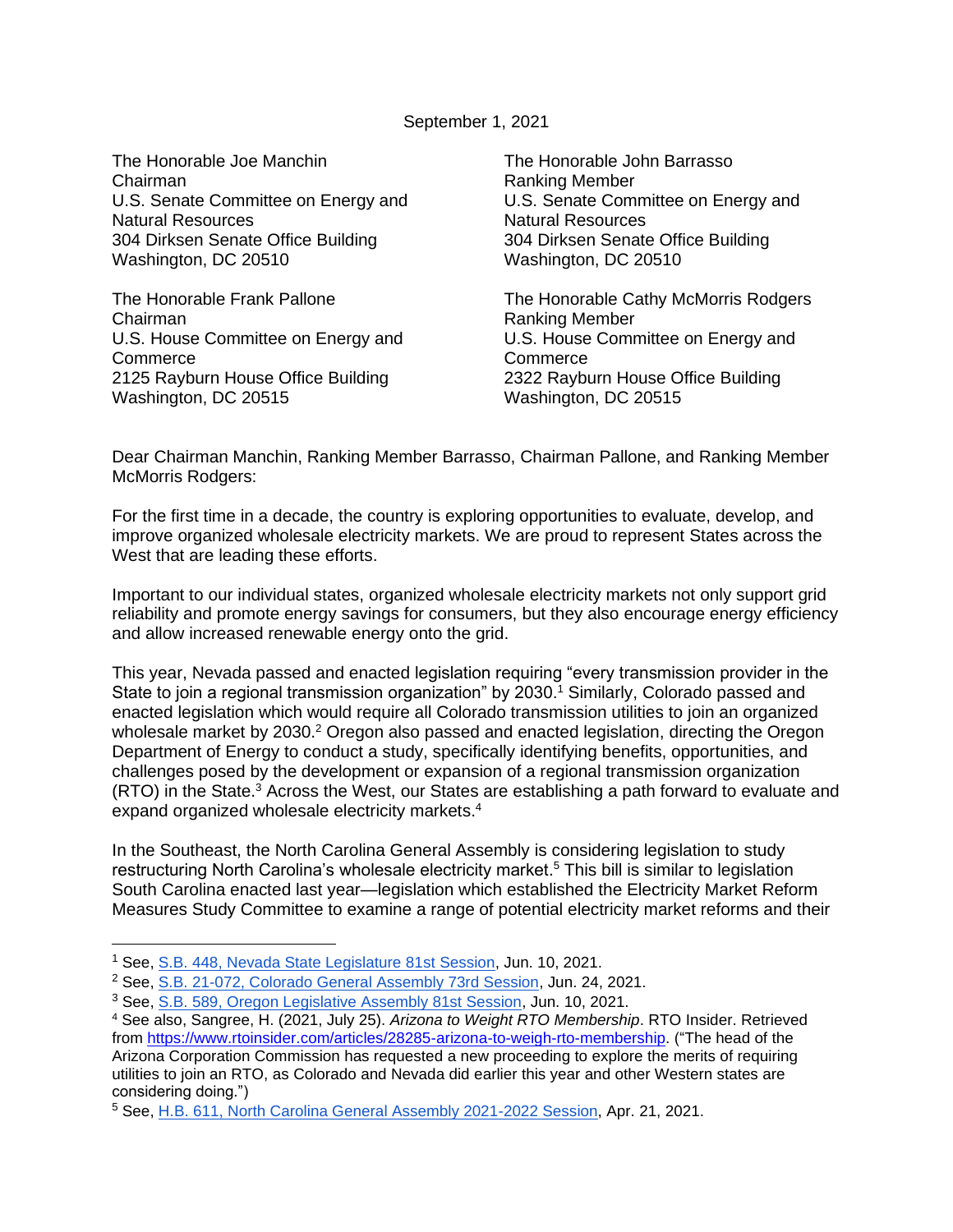September 1, 2021

The Honorable Joe Manchin
Chairman
U.S. Senate Committee on Energy and Natural Resources
304 Dirksen Senate Office Building
Washington, DC 20510

The Honorable John Barrasso
Ranking Member
U.S. Senate Committee on Energy and Natural Resources
304 Dirksen Senate Office Building
Washington, DC 20510

The Honorable Frank Pallone
Chairman
U.S. House Committee on Energy and Commerce
2125 Rayburn House Office Building
Washington, DC 20515

The Honorable Cathy McMorris Rodgers
Ranking Member
U.S. House Committee on Energy and Commerce
2322 Rayburn House Office Building
Washington, DC 20515

Dear Chairman Manchin, Ranking Member Barrasso, Chairman Pallone, and Ranking Member McMorris Rodgers:

For the first time in a decade, the country is exploring opportunities to evaluate, develop, and improve organized wholesale electricity markets. We are proud to represent States across the West that are leading these efforts.

Important to our individual states, organized wholesale electricity markets not only support grid reliability and promote energy savings for consumers, but they also encourage energy efficiency and allow increased renewable energy onto the grid.

This year, Nevada passed and enacted legislation requiring "every transmission provider in the State to join a regional transmission organization" by 2030.[1] Similarly, Colorado passed and enacted legislation which would require all Colorado transmission utilities to join an organized wholesale market by 2030.[2] Oregon also passed and enacted legislation, directing the Oregon Department of Energy to conduct a study, specifically identifying benefits, opportunities, and challenges posed by the development or expansion of a regional transmission organization (RTO) in the State.[3] Across the West, our States are establishing a path forward to evaluate and expand organized wholesale electricity markets.[4]

In the Southeast, the North Carolina General Assembly is considering legislation to study restructuring North Carolina's wholesale electricity market.[5] This bill is similar to legislation South Carolina enacted last year—legislation which established the Electricity Market Reform Measures Study Committee to examine a range of potential electricity market reforms and their

---

[1] See, S.B. 448, Nevada State Legislature 81st Session, Jun. 10, 2021.

[2] See, S.B. 21-072, Colorado General Assembly 73rd Session, Jun. 24, 2021.

[3] See, S.B. 589, Oregon Legislative Assembly 81st Session, Jun. 10, 2021.

[4] See also, Sangree, H. (2021, July 25). *Arizona to Weight RTO Membership*. RTO Insider. Retrieved from https://www.rtoinsider.com/articles/28285-arizona-to-weigh-rto-membership. ("The head of the Arizona Corporation Commission has requested a new proceeding to explore the merits of requiring utilities to join an RTO, as Colorado and Nevada did earlier this year and other Western states are considering doing.")

[5] See, H.B. 611, North Carolina General Assembly 2021-2022 Session, Apr. 21, 2021.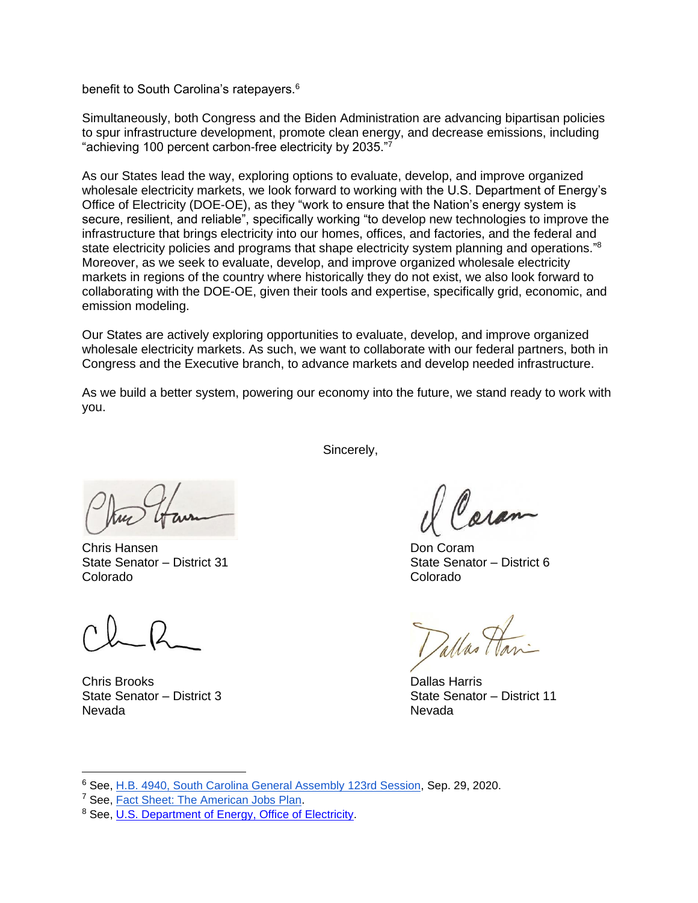benefit to South Carolina's ratepayers.[6]

Simultaneously, both Congress and the Biden Administration are advancing bipartisan policies to spur infrastructure development, promote clean energy, and decrease emissions, including "achieving 100 percent carbon-free electricity by 2035."[7]

As our States lead the way, exploring options to evaluate, develop, and improve organized wholesale electricity markets, we look forward to working with the U.S. Department of Energy's Office of Electricity (DOE-OE), as they "work to ensure that the Nation's energy system is secure, resilient, and reliable", specifically working "to develop new technologies to improve the infrastructure that brings electricity into our homes, offices, and factories, and the federal and state electricity policies and programs that shape electricity system planning and operations."[8] Moreover, as we seek to evaluate, develop, and improve organized wholesale electricity markets in regions of the country where historically they do not exist, we also look forward to collaborating with the DOE-OE, given their tools and expertise, specifically grid, economic, and emission modeling.

Our States are actively exploring opportunities to evaluate, develop, and improve organized wholesale electricity markets. As such, we want to collaborate with our federal partners, both in Congress and the Executive branch, to advance markets and develop needed infrastructure.

As we build a better system, powering our economy into the future, we stand ready to work with you.

Sincerely,

Chris Hansen
State Senator – District 31
Colorado

Don Coram
State Senator – District 6
Colorado

Chris Brooks
State Senator – District 3
Nevada

Dallas Harris
State Senator – District 11
Nevada

---

[6] See, H.B. 4940, South Carolina General Assembly 123rd Session, Sep. 29, 2020.

[7] See, Fact Sheet: The American Jobs Plan.

[8] See, U.S. Department of Energy, Office of Electricity.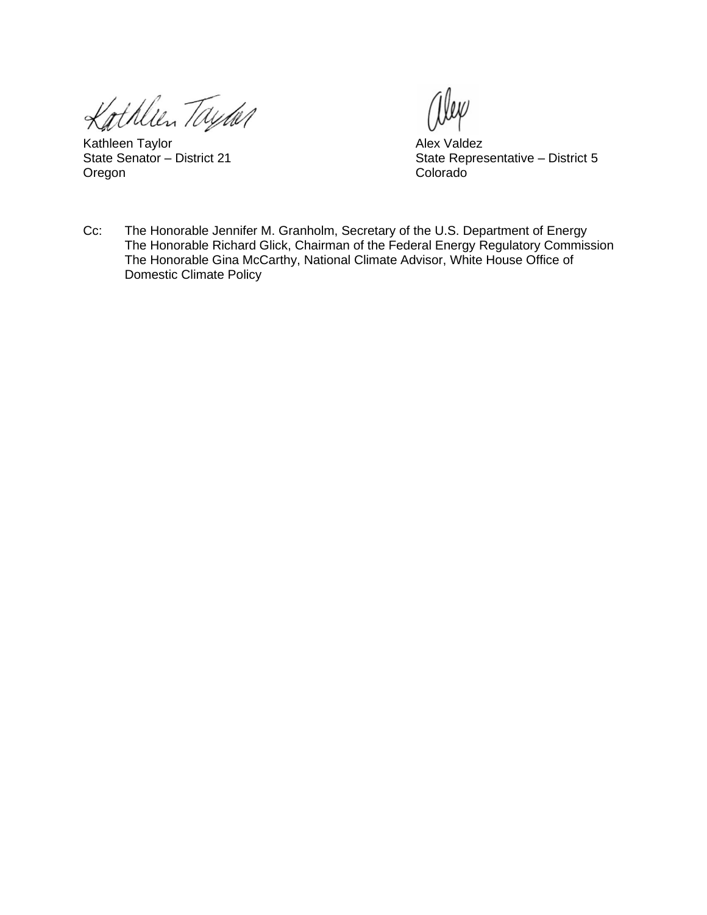Kathleen Taylor
State Senator – District 21
Oregon

Alex Valdez
State Representative – District 5
Colorado

Cc: The Honorable Jennifer M. Granholm, Secretary of the U.S. Department of Energy
The Honorable Richard Glick, Chairman of the Federal Energy Regulatory Commission
The Honorable Gina McCarthy, National Climate Advisor, White House Office of Domestic Climate Policy